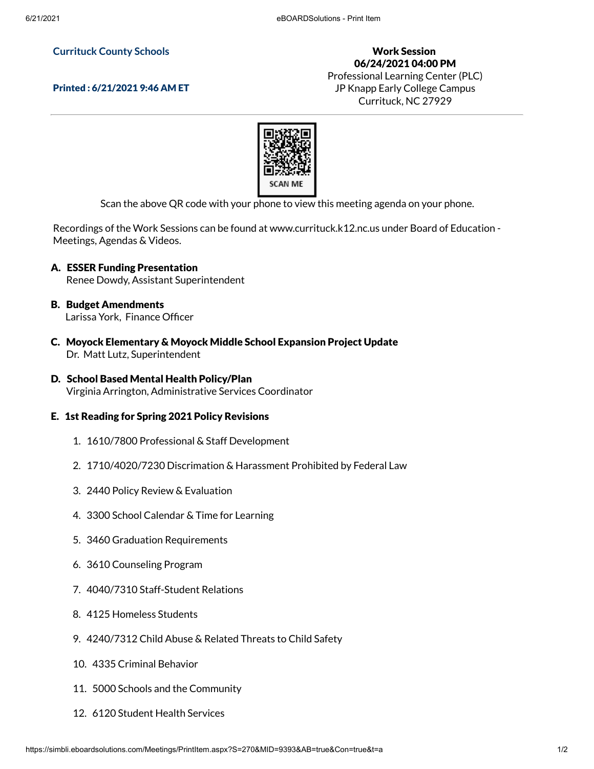**Currituck County Schools**

**Printed : 6/21/2021 9:46 AM ET**

**Work Session**
**06/24/2021 04:00 PM**
Professional Learning Center (PLC)
JP Knapp Early College Campus
Currituck, NC 27929

SCAN ME

Scan the above QR code with your phone to view this meeting agenda on your phone.

Recordings of the Work Sessions can be found at www.currituck.k12.nc.us under Board of Education - Meetings, Agendas & Videos.

**A. ESSER Funding Presentation**
Renee Dowdy, Assistant Superintendent

**B. Budget Amendments**
Larissa York, Finance Officer

**C. Moyock Elementary & Moyock Middle School Expansion Project Update**
Dr. Matt Lutz, Superintendent

**D. School Based Mental Health Policy/Plan**
Virginia Arrington, Administrative Services Coordinator

**E. 1st Reading for Spring 2021 Policy Revisions**

1. 1610/7800 Professional & Staff Development
2. 1710/4020/7230 Discrimination & Harassment Prohibited by Federal Law
3. 2440 Policy Review & Evaluation
4. 3300 School Calendar & Time for Learning
5. 3460 Graduation Requirements
6. 3610 Counseling Program
7. 4040/7310 Staff-Student Relations
8. 4125 Homeless Students
9. 4240/7312 Child Abuse & Related Threats to Child Safety
10. 4335 Criminal Behavior
11. 5000 Schools and the Community
12. 6120 Student Health Services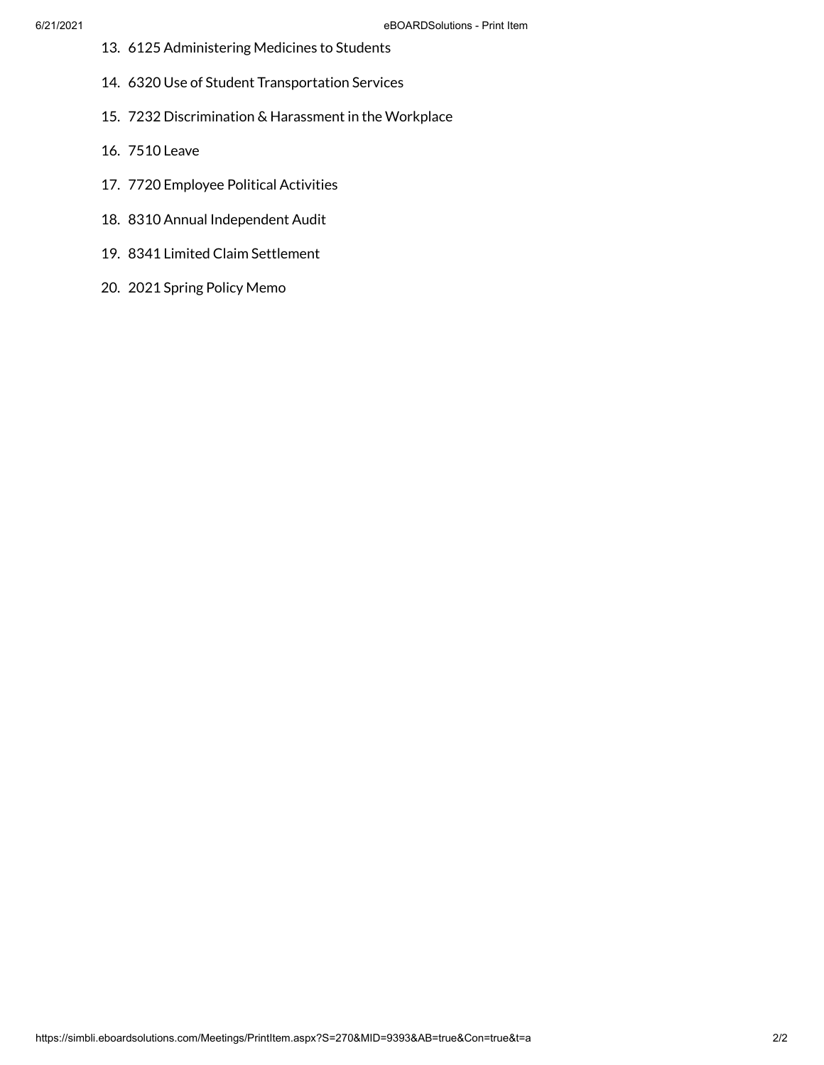13. 6125 Administering Medicines to Students
14. 6320 Use of Student Transportation Services
15. 7232 Discrimination & Harassment in the Workplace
16. 7510 Leave
17. 7720 Employee Political Activities
18. 8310 Annual Independent Audit
19. 8341 Limited Claim Settlement
20. 2021 Spring Policy Memo